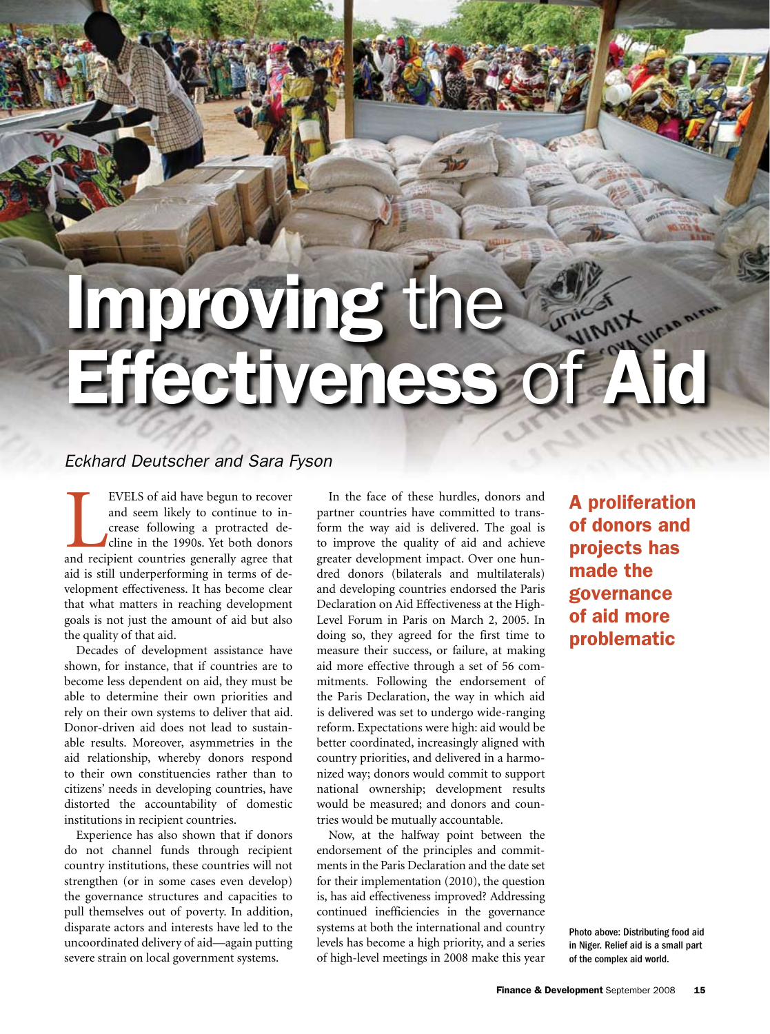# Improving the Effectiveness of Aid

*Eckhard Deutscher and Sara Fyson*

LEVELS of aid have begun to recover and seem likely to continue to increase following a protracted decline in the 1990s. Yet both donors and recipient countries generally agree that aid is still underperforming in terms of development effectiveness. It has become clear that what matters in reaching development goals is not just the amount of aid but also the quality of that aid.

Decades of development assistance have shown, for instance, that if countries are to become less dependent on aid, they must be able to determine their own priorities and rely on their own systems to deliver that aid. Donor-driven aid does not lead to sustainable results. Moreover, asymmetries in the aid relationship, whereby donors respond to their own constituencies rather than to citizens' needs in developing countries, have distorted the accountability of domestic institutions in recipient countries.

Experience has also shown that if donors do not channel funds through recipient country institutions, these countries will not strengthen (or in some cases even develop) the governance structures and capacities to pull themselves out of poverty. In addition, disparate actors and interests have led to the uncoordinated delivery of aid—again putting severe strain on local government systems.

In the face of these hurdles, donors and partner countries have committed to transform the way aid is delivered. The goal is to improve the quality of aid and achieve greater development impact. Over one hundred donors (bilaterals and multilaterals) and developing countries endorsed the Paris Declaration on Aid Effectiveness at the High-Level Forum in Paris on March 2, 2005. In doing so, they agreed for the first time to measure their success, or failure, at making aid more effective through a set of 56 commitments. Following the endorsement of the Paris Declaration, the way in which aid is delivered was set to undergo wide-ranging reform. Expectations were high: aid would be better coordinated, increasingly aligned with country priorities, and delivered in a harmonized way; donors would commit to support national ownership; development results would be measured; and donors and countries would be mutually accountable.

Now, at the halfway point between the endorsement of the principles and commitments in the Paris Declaration and the date set for their implementation (2010), the question is, has aid effectiveness improved? Addressing continued inefficiencies in the governance systems at both the international and country levels has become a high priority, and a series of high-level meetings in 2008 make this year

**A proliferation of donors and projects has made the governance of aid more problematic**

Photo above: Distributing food aid in Niger. Relief aid is a small part of the complex aid world.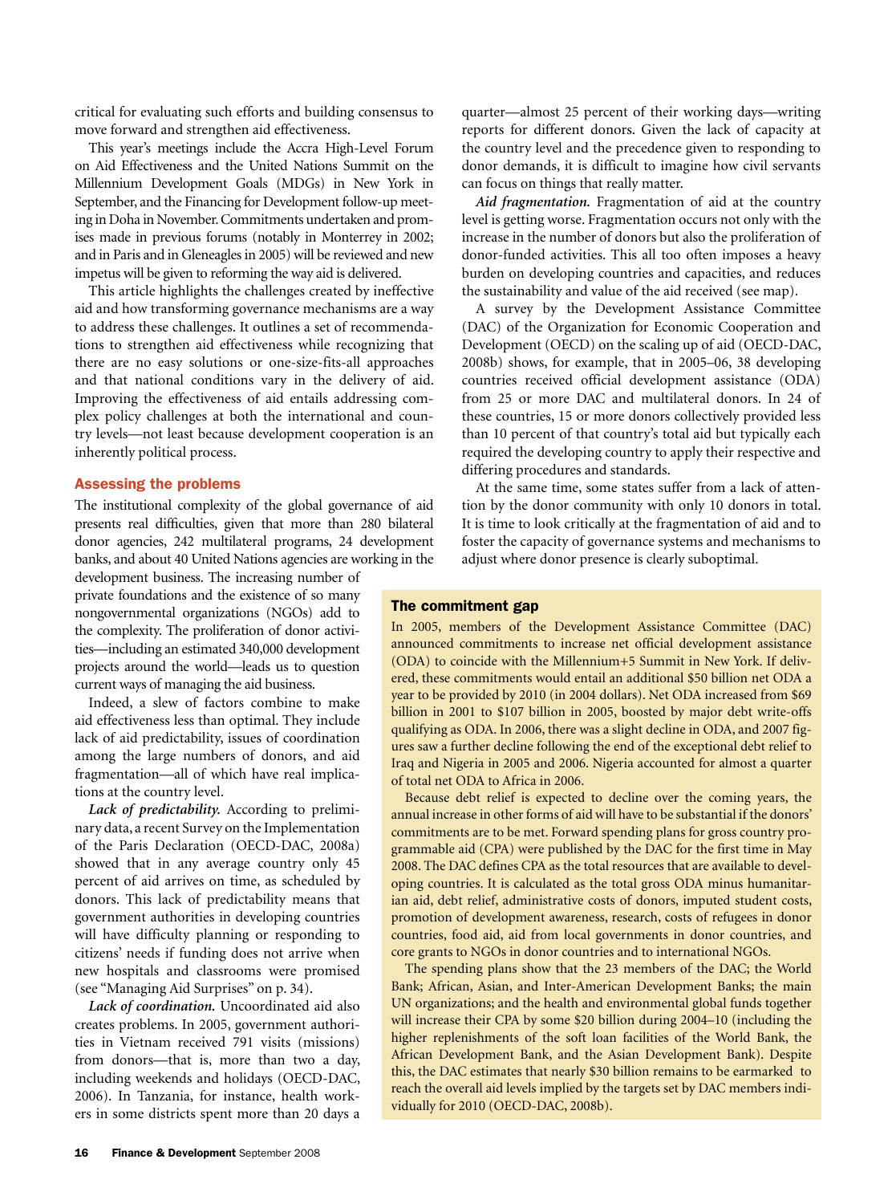critical for evaluating such efforts and building consensus to move forward and strengthen aid effectiveness.

This year's meetings include the Accra High-Level Forum on Aid Effectiveness and the United Nations Summit on the Millennium Development Goals (MDGs) in New York in September, and the Financing for Development follow-up meeting in Doha in November. Commitments undertaken and promises made in previous forums (notably in Monterrey in 2002; and in Paris and in Gleneagles in 2005) will be reviewed and new impetus will be given to reforming the way aid is delivered.

This article highlights the challenges created by ineffective aid and how transforming governance mechanisms are a way to address these challenges. It outlines a set of recommendations to strengthen aid effectiveness while recognizing that there are no easy solutions or one-size-fits-all approaches and that national conditions vary in the delivery of aid. Improving the effectiveness of aid entails addressing complex policy challenges at both the international and country levels—not least because development cooperation is an inherently political process.

## Assessing the problems

The institutional complexity of the global governance of aid presents real difficulties, given that more than 280 bilateral donor agencies, 242 multilateral programs, 24 development banks, and about 40 United Nations agencies are working in the development business. The increasing number of private foundations and the existence of so many nongovernmental organizations (NGOs) add to the complexity. The proliferation of donor activities—including an estimated 340,000 development projects around the world—leads us to question current ways of managing the aid business.

Indeed, a slew of factors combine to make aid effectiveness less than optimal. They include lack of aid predictability, issues of coordination among the large numbers of donors, and aid fragmentation—all of which have real implications at the country level.

***Lack of predictability.*** According to preliminary data, a recent Survey on the Implementation of the Paris Declaration (OECD-DAC, 2008a) showed that in any average country only 45 percent of aid arrives on time, as scheduled by donors. This lack of predictability means that government authorities in developing countries will have difficulty planning or responding to citizens' needs if funding does not arrive when new hospitals and classrooms were promised (see "Managing Aid Surprises" on p. 34).

***Lack of coordination.*** Uncoordinated aid also creates problems. In 2005, government authorities in Vietnam received 791 visits (missions) from donors—that is, more than two a day, including weekends and holidays (OECD-DAC, 2006). In Tanzania, for instance, health workers in some districts spent more than 20 days a quarter—almost 25 percent of their working days—writing reports for different donors. Given the lack of capacity at the country level and the precedence given to responding to donor demands, it is difficult to imagine how civil servants can focus on things that really matter.

***Aid fragmentation.*** Fragmentation of aid at the country level is getting worse. Fragmentation occurs not only with the increase in the number of donors but also the proliferation of donor-funded activities. This all too often imposes a heavy burden on developing countries and capacities, and reduces the sustainability and value of the aid received (see map).

A survey by the Development Assistance Committee (DAC) of the Organization for Economic Cooperation and Development (OECD) on the scaling up of aid (OECD-DAC, 2008b) shows, for example, that in 2005–06, 38 developing countries received official development assistance (ODA) from 25 or more DAC and multilateral donors. In 24 of these countries, 15 or more donors collectively provided less than 10 percent of that country's total aid but typically each required the developing country to apply their respective and differing procedures and standards.

At the same time, some states suffer from a lack of attention by the donor community with only 10 donors in total. It is time to look critically at the fragmentation of aid and to foster the capacity of governance systems and mechanisms to adjust where donor presence is clearly suboptimal.

### The commitment gap

In 2005, members of the Development Assistance Committee (DAC) announced commitments to increase net official development assistance (ODA) to coincide with the Millennium+5 Summit in New York. If delivered, these commitments would entail an additional $50 billion net ODA a year to be provided by 2010 (in 2004 dollars). Net ODA increased from $69 billion in 2001 to $107 billion in 2005, boosted by major debt write-offs qualifying as ODA. In 2006, there was a slight decline in ODA, and 2007 figures saw a further decline following the end of the exceptional debt relief to Iraq and Nigeria in 2005 and 2006. Nigeria accounted for almost a quarter of total net ODA to Africa in 2006.

Because debt relief is expected to decline over the coming years, the annual increase in other forms of aid will have to be substantial if the donors' commitments are to be met. Forward spending plans for gross country programmable aid (CPA) were published by the DAC for the first time in May 2008. The DAC defines CPA as the total resources that are available to developing countries. It is calculated as the total gross ODA minus humanitarian aid, debt relief, administrative costs of donors, imputed student costs, promotion of development awareness, research, costs of refugees in donor countries, food aid, aid from local governments in donor countries, and core grants to NGOs in donor countries and to international NGOs.

The spending plans show that the 23 members of the DAC; the World Bank; African, Asian, and Inter-American Development Banks; the main UN organizations; and the health and environmental global funds together will increase their CPA by some $20 billion during 2004–10 (including the higher replenishments of the soft loan facilities of the World Bank, the African Development Bank, and the Asian Development Bank). Despite this, the DAC estimates that nearly $30 billion remains to be earmarked to reach the overall aid levels implied by the targets set by DAC members individually for 2010 (OECD-DAC, 2008b).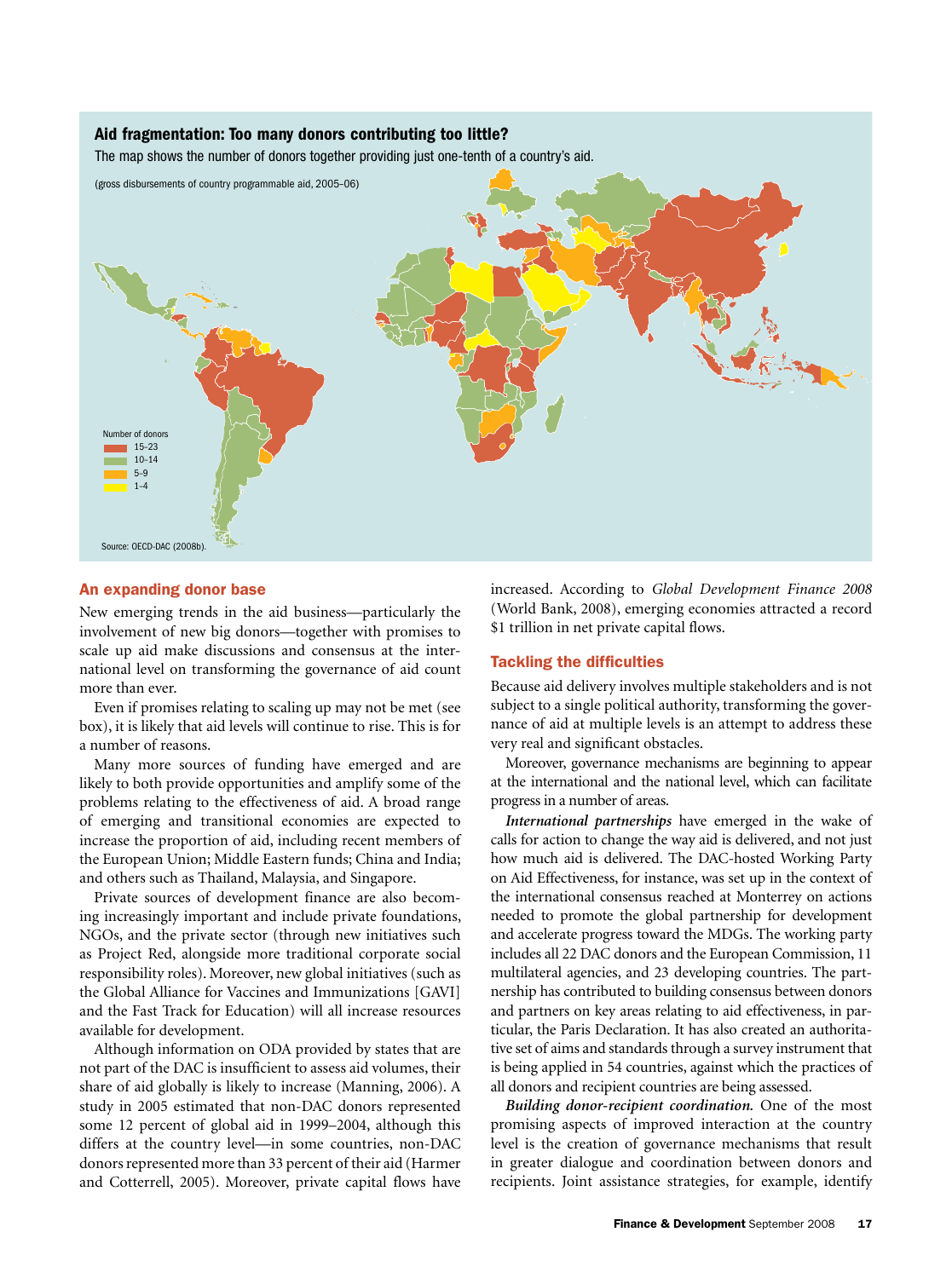**Aid fragmentation: Too many donors contributing too little?**

The map shows the number of donors together providing just one-tenth of a country's aid.

(gross disbursements of country programmable aid, 2005–06)

Number of donors
- 15–23
- 10–14
- 5–9
- 1–4

Source: OECD-DAC (2008b).

## An expanding donor base

New emerging trends in the aid business—particularly the involvement of new big donors—together with promises to scale up aid make discussions and consensus at the international level on transforming the governance of aid count more than ever.

Even if promises relating to scaling up may not be met (see box), it is likely that aid levels will continue to rise. This is for a number of reasons.

Many more sources of funding have emerged and are likely to both provide opportunities and amplify some of the problems relating to the effectiveness of aid. A broad range of emerging and transitional economies are expected to increase the proportion of aid, including recent members of the European Union; Middle Eastern funds; China and India; and others such as Thailand, Malaysia, and Singapore.

Private sources of development finance are also becoming increasingly important and include private foundations, NGOs, and the private sector (through new initiatives such as Project Red, alongside more traditional corporate social responsibility roles). Moreover, new global initiatives (such as the Global Alliance for Vaccines and Immunizations [GAVI] and the Fast Track for Education) will all increase resources available for development.

Although information on ODA provided by states that are not part of the DAC is insufficient to assess aid volumes, their share of aid globally is likely to increase (Manning, 2006). A study in 2005 estimated that non-DAC donors represented some 12 percent of global aid in 1999–2004, although this differs at the country level—in some countries, non-DAC donors represented more than 33 percent of their aid (Harmer and Cotterrell, 2005). Moreover, private capital flows have increased. According to *Global Development Finance 2008* (World Bank, 2008), emerging economies attracted a record $1 trillion in net private capital flows.

## Tackling the difficulties

Because aid delivery involves multiple stakeholders and is not subject to a single political authority, transforming the governance of aid at multiple levels is an attempt to address these very real and significant obstacles.

Moreover, governance mechanisms are beginning to appear at the international and the national level, which can facilitate progress in a number of areas.

***International partnerships*** have emerged in the wake of calls for action to change the way aid is delivered, and not just how much aid is delivered. The DAC-hosted Working Party on Aid Effectiveness, for instance, was set up in the context of the international consensus reached at Monterrey on actions needed to promote the global partnership for development and accelerate progress toward the MDGs. The working party includes all 22 DAC donors and the European Commission, 11 multilateral agencies, and 23 developing countries. The partnership has contributed to building consensus between donors and partners on key areas relating to aid effectiveness, in particular, the Paris Declaration. It has also created an authoritative set of aims and standards through a survey instrument that is being applied in 54 countries, against which the practices of all donors and recipient countries are being assessed.

***Building donor-recipient coordination.*** One of the most promising aspects of improved interaction at the country level is the creation of governance mechanisms that result in greater dialogue and coordination between donors and recipients. Joint assistance strategies, for example, identify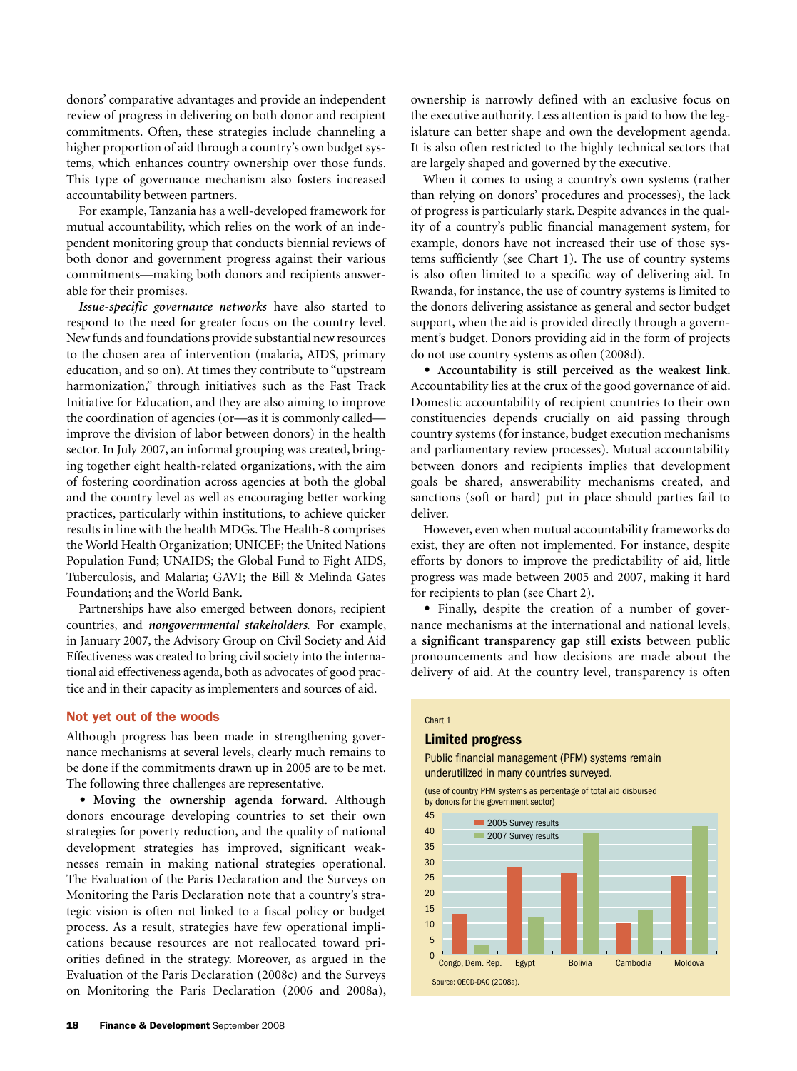donors' comparative advantages and provide an independent review of progress in delivering on both donor and recipient commitments. Often, these strategies include channeling a higher proportion of aid through a country's own budget systems, which enhances country ownership over those funds. This type of governance mechanism also fosters increased accountability between partners.

For example, Tanzania has a well-developed framework for mutual accountability, which relies on the work of an independent monitoring group that conducts biennial reviews of both donor and government progress against their various commitments—making both donors and recipients answerable for their promises.

***Issue-specific governance networks*** have also started to respond to the need for greater focus on the country level. New funds and foundations provide substantial new resources to the chosen area of intervention (malaria, AIDS, primary education, and so on). At times they contribute to "upstream harmonization," through initiatives such as the Fast Track Initiative for Education, and they are also aiming to improve the coordination of agencies (or—as it is commonly called—improve the division of labor between donors) in the health sector. In July 2007, an informal grouping was created, bringing together eight health-related organizations, with the aim of fostering coordination across agencies at both the global and the country level as well as encouraging better working practices, particularly within institutions, to achieve quicker results in line with the health MDGs. The Health-8 comprises the World Health Organization; UNICEF; the United Nations Population Fund; UNAIDS; the Global Fund to Fight AIDS, Tuberculosis, and Malaria; GAVI; the Bill & Melinda Gates Foundation; and the World Bank.

Partnerships have also emerged between donors, recipient countries, and ***nongovernmental stakeholders.*** For example, in January 2007, the Advisory Group on Civil Society and Aid Effectiveness was created to bring civil society into the international aid effectiveness agenda, both as advocates of good practice and in their capacity as implementers and sources of aid.

## Not yet out of the woods

Although progress has been made in strengthening governance mechanisms at several levels, clearly much remains to be done if the commitments drawn up in 2005 are to be met. The following three challenges are representative.

• **Moving the ownership agenda forward.** Although donors encourage developing countries to set their own strategies for poverty reduction, and the quality of national development strategies has improved, significant weaknesses remain in making national strategies operational. The Evaluation of the Paris Declaration and the Surveys on Monitoring the Paris Declaration note that a country's strategic vision is often not linked to a fiscal policy or budget process. As a result, strategies have few operational implications because resources are not reallocated toward priorities defined in the strategy. Moreover, as argued in the Evaluation of the Paris Declaration (2008c) and the Surveys on Monitoring the Paris Declaration (2006 and 2008a), ownership is narrowly defined with an exclusive focus on the executive authority. Less attention is paid to how the legislature can better shape and own the development agenda. It is also often restricted to the highly technical sectors that are largely shaped and governed by the executive.

When it comes to using a country's own systems (rather than relying on donors' procedures and processes), the lack of progress is particularly stark. Despite advances in the quality of a country's public financial management system, for example, donors have not increased their use of those systems sufficiently (see Chart 1). The use of country systems is also often limited to a specific way of delivering aid. In Rwanda, for instance, the use of country systems is limited to the donors delivering assistance as general and sector budget support, when the aid is provided directly through a government's budget. Donors providing aid in the form of projects do not use country systems as often (2008d).

• **Accountability is still perceived as the weakest link.** Accountability lies at the crux of the good governance of aid. Domestic accountability of recipient countries to their own constituencies depends crucially on aid passing through country systems (for instance, budget execution mechanisms and parliamentary review processes). Mutual accountability between donors and recipients implies that development goals be shared, answerability mechanisms created, and sanctions (soft or hard) put in place should parties fail to deliver.

However, even when mutual accountability frameworks do exist, they are often not implemented. For instance, despite efforts by donors to improve the predictability of aid, little progress was made between 2005 and 2007, making it hard for recipients to plan (see Chart 2).

• Finally, despite the creation of a number of governance mechanisms at the international and national levels, **a significant transparency gap still exists** between public pronouncements and how decisions are made about the delivery of aid. At the country level, transparency is often

Chart 1

### Limited progress

Public financial management (PFM) systems remain underutilized in many countries surveyed.

(use of country PFM systems as percentage of total aid disbursed by donors for the government sector)

| Country | 2005 Survey results | 2007 Survey results |
|---|---|---|
| Congo, Dem. Rep. | 13 | 3 |
| Egypt | 28 | 12 |
| Bolivia | 26 | 39 |
| Cambodia | 10 | 14 |
| Moldova | 25 | 41 |

Source: OECD-DAC (2008a).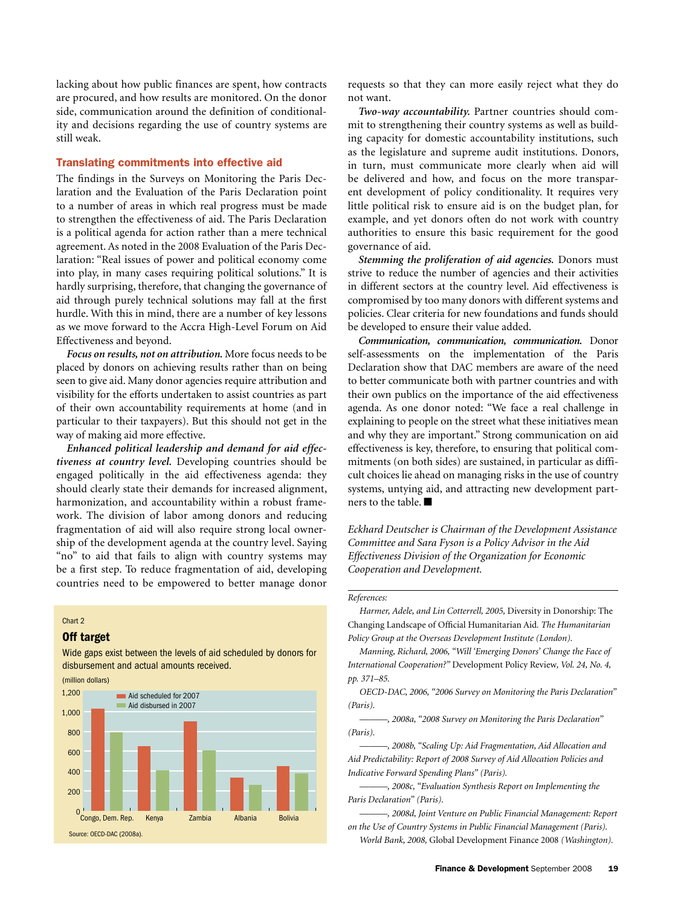lacking about how public finances are spent, how contracts are procured, and how results are monitored. On the donor side, communication around the definition of conditionality and decisions regarding the use of country systems are still weak.

## Translating commitments into effective aid

The findings in the Surveys on Monitoring the Paris Declaration and the Evaluation of the Paris Declaration point to a number of areas in which real progress must be made to strengthen the effectiveness of aid. The Paris Declaration is a political agenda for action rather than a mere technical agreement. As noted in the 2008 Evaluation of the Paris Declaration: "Real issues of power and political economy come into play, in many cases requiring political solutions." It is hardly surprising, therefore, that changing the governance of aid through purely technical solutions may fall at the first hurdle. With this in mind, there are a number of key lessons as we move forward to the Accra High-Level Forum on Aid Effectiveness and beyond.

***Focus on results, not on attribution.*** More focus needs to be placed by donors on achieving results rather than on being seen to give aid. Many donor agencies require attribution and visibility for the efforts undertaken to assist countries as part of their own accountability requirements at home (and in particular to their taxpayers). But this should not get in the way of making aid more effective.

***Enhanced political leadership and demand for aid effectiveness at country level.*** Developing countries should be engaged politically in the aid effectiveness agenda: they should clearly state their demands for increased alignment, harmonization, and accountability within a robust framework. The division of labor among donors and reducing fragmentation of aid will also require strong local ownership of the development agenda at the country level. Saying "no" to aid that fails to align with country systems may be a first step. To reduce fragmentation of aid, developing countries need to be empowered to better manage donor requests so that they can more easily reject what they do not want.

***Two-way accountability.*** Partner countries should commit to strengthening their country systems as well as building capacity for domestic accountability institutions, such as the legislature and supreme audit institutions. Donors, in turn, must communicate more clearly when aid will be delivered and how, and focus on the more transparent development of policy conditionality. It requires very little political risk to ensure aid is on the budget plan, for example, and yet donors often do not work with country authorities to ensure this basic requirement for the good governance of aid.

***Stemming the proliferation of aid agencies.*** Donors must strive to reduce the number of agencies and their activities in different sectors at the country level. Aid effectiveness is compromised by too many donors with different systems and policies. Clear criteria for new foundations and funds should be developed to ensure their value added.

***Communication, communication, communication.*** Donor self-assessments on the implementation of the Paris Declaration show that DAC members are aware of the need to better communicate both with partner countries and with their own publics on the importance of the aid effectiveness agenda. As one donor noted: "We face a real challenge in explaining to people on the street what these initiatives mean and why they are important." Strong communication on aid effectiveness is key, therefore, to ensuring that political commitments (on both sides) are sustained, in particular as difficult choices lie ahead on managing risks in the use of country systems, untying aid, and attracting new development partners to the table. ■

*Eckhard Deutscher is Chairman of the Development Assistance Committee and Sara Fyson is a Policy Advisor in the Aid Effectiveness Division of the Organization for Economic Cooperation and Development.*

Chart 2

**Off target**

Wide gaps exist between the levels of aid scheduled by donors for disbursement and actual amounts received.

(million dollars)

1,200
1,000
800
600
400
200
0

Aid scheduled for 2007
Aid disbursed in 2007

Congo, Dem. Rep.
Kenya
Zambia
Albania
Bolivia

Source: OECD-DAC (2008a).

*References:*

Harmer, Adele, and Lin Cotterrell, 2005, Diversity in Donorship: The Changing Landscape of Official Humanitarian Aid. *The Humanitarian Policy Group at the Overseas Development Institute (London).*

*Manning, Richard, 2006, "Will 'Emerging Donors' Change the Face of International Cooperation?"* Development Policy Review, *Vol. 24, No. 4, pp. 371–85.*

*OECD-DAC, 2006, "2006 Survey on Monitoring the Paris Declaration" (Paris).*

*———, 2008a, "2008 Survey on Monitoring the Paris Declaration" (Paris).*

*———, 2008b, "Scaling Up: Aid Fragmentation, Aid Allocation and Aid Predictability: Report of 2008 Survey of Aid Allocation Policies and Indicative Forward Spending Plans" (Paris).*

*———, 2008c, "Evaluation Synthesis Report on Implementing the Paris Declaration" (Paris).*

*———, 2008d, Joint Venture on Public Financial Management: Report on the Use of Country Systems in Public Financial Management (Paris).*

*World Bank, 2008,* Global Development Finance 2008 *(Washington).*